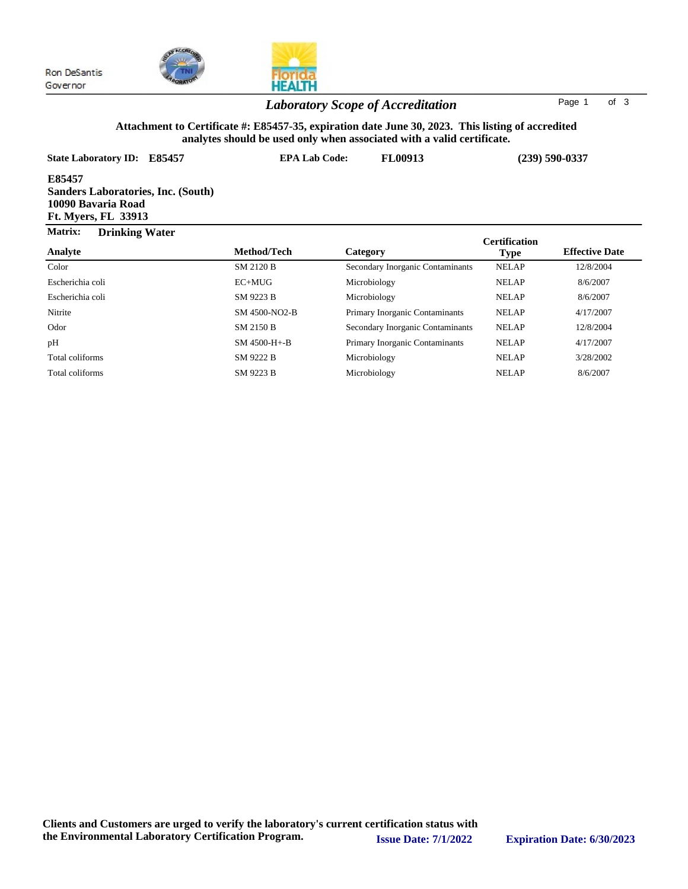Ron DeSantis
Governor

## *Laboratory Scope of Accreditation*

**Attachment to Certificate #: E85457-35, expiration date June 30, 2023. This listing of accredited analytes should be used only when associated with a valid certificate.**

**State Laboratory ID: E85457** **EPA Lab Code: FL00913** **(239) 590-0337**

**E85457**
**Sanders Laboratories, Inc. (South)**
**10090 Bavaria Road**
**Ft. Myers, FL 33913**

**Matrix: Drinking Water**

| Analyte | Method/Tech | Category | Certification Type | Effective Date |
|---|---|---|---|---|
| Color | SM 2120 B | Secondary Inorganic Contaminants | NELAP | 12/8/2004 |
| Escherichia coli | EC+MUG | Microbiology | NELAP | 8/6/2007 |
| Escherichia coli | SM 9223 B | Microbiology | NELAP | 8/6/2007 |
| Nitrite | SM 4500-NO2-B | Primary Inorganic Contaminants | NELAP | 4/17/2007 |
| Odor | SM 2150 B | Secondary Inorganic Contaminants | NELAP | 12/8/2004 |
| pH | SM 4500-H+-B | Primary Inorganic Contaminants | NELAP | 4/17/2007 |
| Total coliforms | SM 9222 B | Microbiology | NELAP | 3/28/2002 |
| Total coliforms | SM 9223 B | Microbiology | NELAP | 8/6/2007 |

**Clients and Customers are urged to verify the laboratory's current certification status with the Environmental Laboratory Certification Program.** **Issue Date: 7/1/2022** **Expiration Date: 6/30/2023**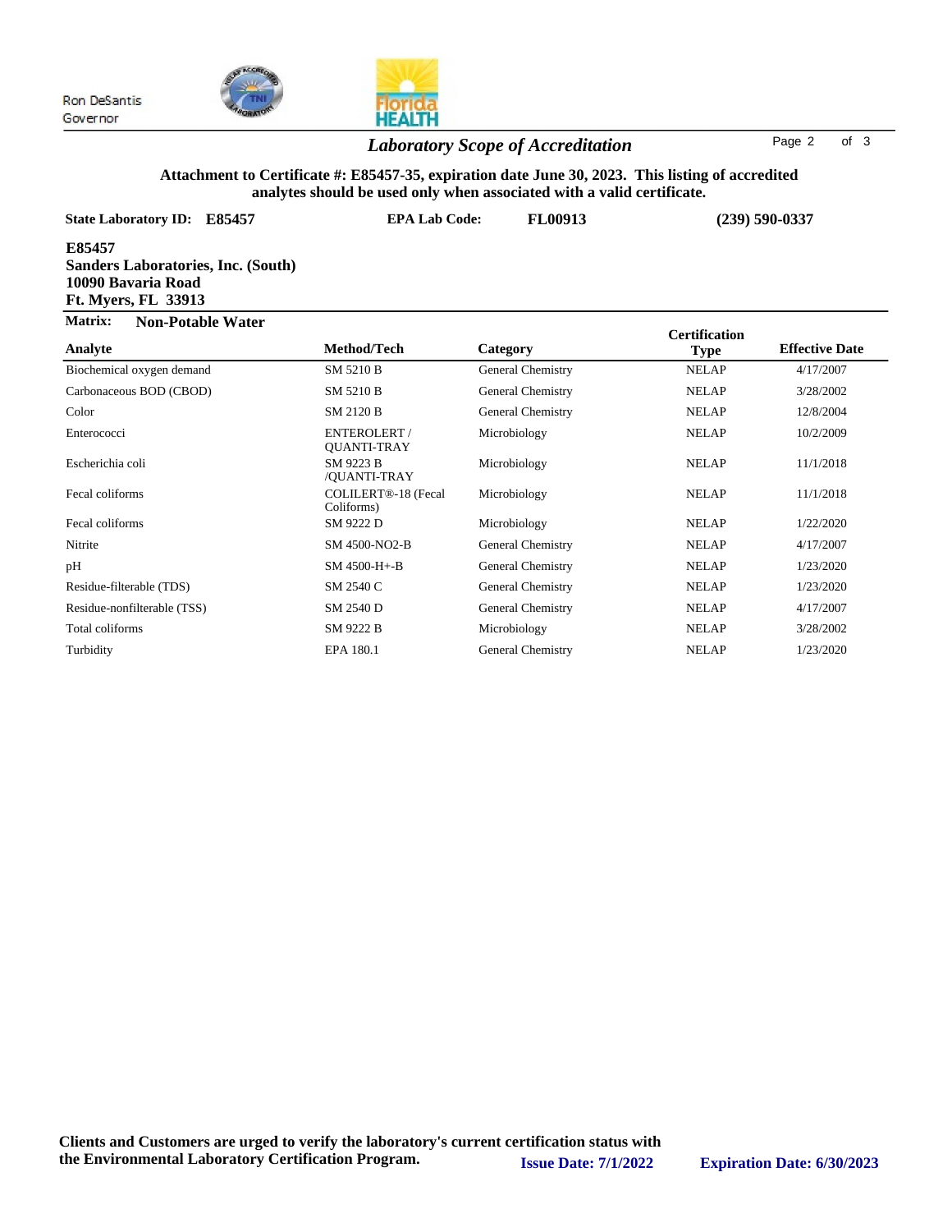Ron DeSantis
Governor

## *Laboratory Scope of Accreditation*

**Attachment to Certificate #: E85457-35, expiration date June 30, 2023. This listing of accredited analytes should be used only when associated with a valid certificate.**

**State Laboratory ID: E85457** **EPA Lab Code: FL00913** **(239) 590-0337**

**E85457**
**Sanders Laboratories, Inc. (South)**
**10090 Bavaria Road**
**Ft. Myers, FL 33913**

**Matrix: Non-Potable Water**

| Analyte | Method/Tech | Category | Certification Type | Effective Date |
|---|---|---|---|---|
| Biochemical oxygen demand | SM 5210 B | General Chemistry | NELAP | 4/17/2007 |
| Carbonaceous BOD (CBOD) | SM 5210 B | General Chemistry | NELAP | 3/28/2002 |
| Color | SM 2120 B | General Chemistry | NELAP | 12/8/2004 |
| Enterococci | ENTEROLERT / QUANTI-TRAY | Microbiology | NELAP | 10/2/2009 |
| Escherichia coli | SM 9223 B /QUANTI-TRAY | Microbiology | NELAP | 11/1/2018 |
| Fecal coliforms | COLILERT®-18 (Fecal Coliforms) | Microbiology | NELAP | 11/1/2018 |
| Fecal coliforms | SM 9222 D | Microbiology | NELAP | 1/22/2020 |
| Nitrite | SM 4500-NO2-B | General Chemistry | NELAP | 4/17/2007 |
| pH | SM 4500-H+-B | General Chemistry | NELAP | 1/23/2020 |
| Residue-filterable (TDS) | SM 2540 C | General Chemistry | NELAP | 1/23/2020 |
| Residue-nonfilterable (TSS) | SM 2540 D | General Chemistry | NELAP | 4/17/2007 |
| Total coliforms | SM 9222 B | Microbiology | NELAP | 3/28/2002 |
| Turbidity | EPA 180.1 | General Chemistry | NELAP | 1/23/2020 |

**Clients and Customers are urged to verify the laboratory's current certification status with the Environmental Laboratory Certification Program.** **Issue Date: 7/1/2022** **Expiration Date: 6/30/2023**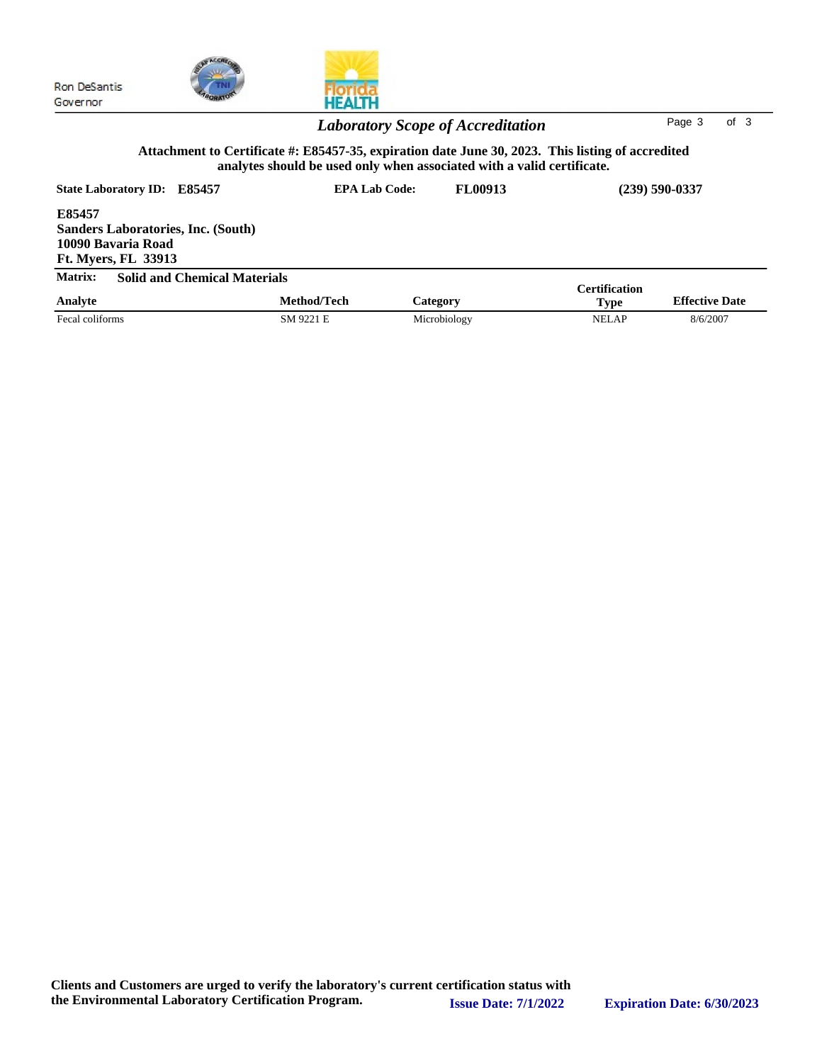Ron DeSantis
Governor

## *Laboratory Scope of Accreditation*

**Attachment to Certificate #: E85457-35, expiration date June 30, 2023. This listing of accredited analytes should be used only when associated with a valid certificate.**

**State Laboratory ID: E85457** | **EPA Lab Code: FL00913** | **(239) 590-0337**

**E85457**
**Sanders Laboratories, Inc. (South)**
**10090 Bavaria Road**
**Ft. Myers, FL 33913**

**Matrix: Solid and Chemical Materials**

| Analyte | Method/Tech | Category | Certification Type | Effective Date |
|---|---|---|---|---|
| Fecal coliforms | SM 9221 E | Microbiology | NELAP | 8/6/2007 |

**Clients and Customers are urged to verify the laboratory's current certification status with the Environmental Laboratory Certification Program.**

**Issue Date: 7/1/2022** **Expiration Date: 6/30/2023**